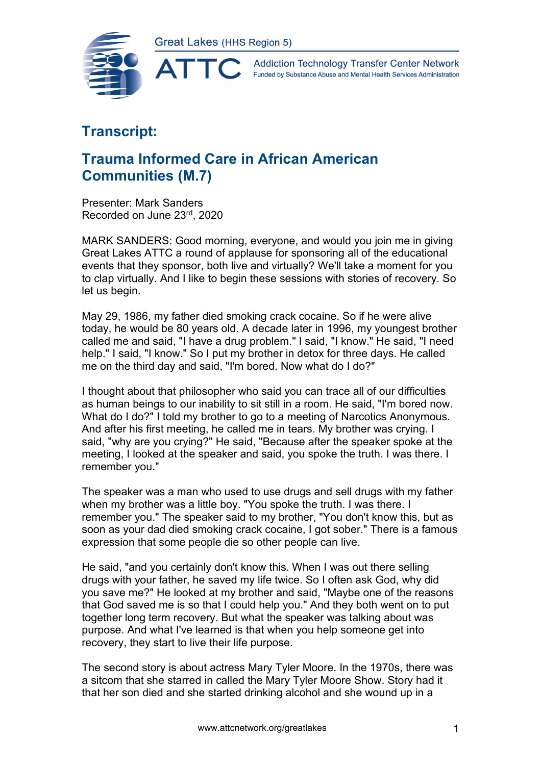Great Lakes (HHS Region 5)

ATTC Addiction Technology Transfer Center Network
Funded by Substance Abuse and Mental Health Services Administration

# Transcript:

## Trauma Informed Care in African American Communities (M.7)

Presenter: Mark Sanders
Recorded on June 23rd, 2020

MARK SANDERS: Good morning, everyone, and would you join me in giving Great Lakes ATTC a round of applause for sponsoring all of the educational events that they sponsor, both live and virtually? We'll take a moment for you to clap virtually. And I like to begin these sessions with stories of recovery. So let us begin.

May 29, 1986, my father died smoking crack cocaine. So if he were alive today, he would be 80 years old. A decade later in 1996, my youngest brother called me and said, "I have a drug problem." I said, "I know." He said, "I need help." I said, "I know." So I put my brother in detox for three days. He called me on the third day and said, "I'm bored. Now what do I do?"

I thought about that philosopher who said you can trace all of our difficulties as human beings to our inability to sit still in a room. He said, "I'm bored now. What do I do?" I told my brother to go to a meeting of Narcotics Anonymous. And after his first meeting, he called me in tears. My brother was crying. I said, "why are you crying?" He said, "Because after the speaker spoke at the meeting, I looked at the speaker and said, you spoke the truth. I was there. I remember you."

The speaker was a man who used to use drugs and sell drugs with my father when my brother was a little boy. "You spoke the truth. I was there. I remember you." The speaker said to my brother, "You don't know this, but as soon as your dad died smoking crack cocaine, I got sober." There is a famous expression that some people die so other people can live.

He said, "and you certainly don't know this. When I was out there selling drugs with your father, he saved my life twice. So I often ask God, why did you save me?" He looked at my brother and said, "Maybe one of the reasons that God saved me is so that I could help you." And they both went on to put together long term recovery. But what the speaker was talking about was purpose. And what I've learned is that when you help someone get into recovery, they start to live their life purpose.

The second story is about actress Mary Tyler Moore. In the 1970s, there was a sitcom that she starred in called the Mary Tyler Moore Show. Story had it that her son died and she started drinking alcohol and she wound up in a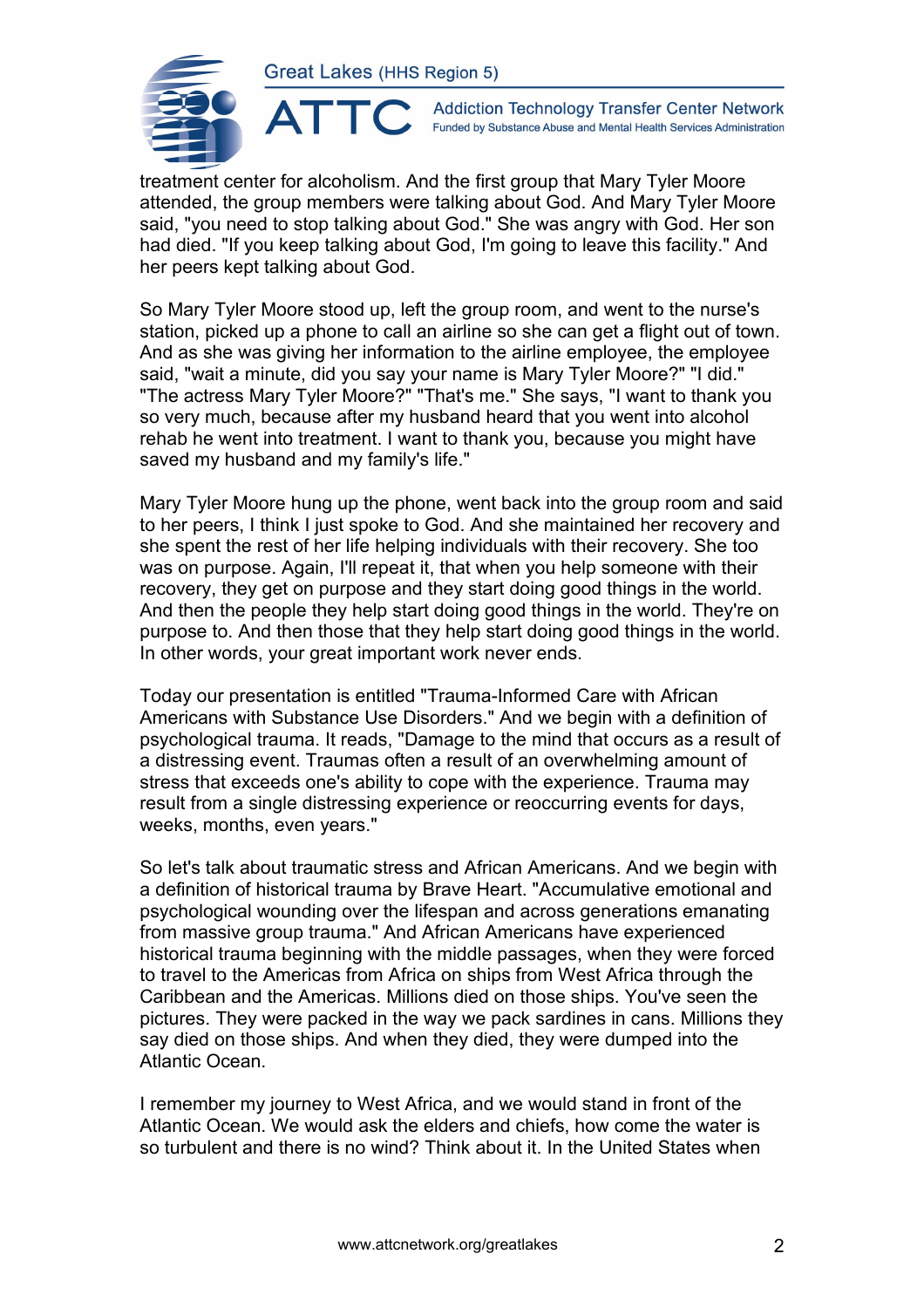treatment center for alcoholism. And the first group that Mary Tyler Moore attended, the group members were talking about God. And Mary Tyler Moore said, "you need to stop talking about God." She was angry with God. Her son had died. "If you keep talking about God, I'm going to leave this facility." And her peers kept talking about God.

So Mary Tyler Moore stood up, left the group room, and went to the nurse's station, picked up a phone to call an airline so she can get a flight out of town. And as she was giving her information to the airline employee, the employee said, "wait a minute, did you say your name is Mary Tyler Moore?" "I did." "The actress Mary Tyler Moore?" "That's me." She says, "I want to thank you so very much, because after my husband heard that you went into alcohol rehab he went into treatment. I want to thank you, because you might have saved my husband and my family's life."

Mary Tyler Moore hung up the phone, went back into the group room and said to her peers, I think I just spoke to God. And she maintained her recovery and she spent the rest of her life helping individuals with their recovery. She too was on purpose. Again, I'll repeat it, that when you help someone with their recovery, they get on purpose and they start doing good things in the world. And then the people they help start doing good things in the world. They're on purpose to. And then those that they help start doing good things in the world. In other words, your great important work never ends.

Today our presentation is entitled "Trauma-Informed Care with African Americans with Substance Use Disorders." And we begin with a definition of psychological trauma. It reads, "Damage to the mind that occurs as a result of a distressing event. Traumas often a result of an overwhelming amount of stress that exceeds one's ability to cope with the experience. Trauma may result from a single distressing experience or reoccurring events for days, weeks, months, even years."

So let's talk about traumatic stress and African Americans. And we begin with a definition of historical trauma by Brave Heart. "Accumulative emotional and psychological wounding over the lifespan and across generations emanating from massive group trauma." And African Americans have experienced historical trauma beginning with the middle passages, when they were forced to travel to the Americas from Africa on ships from West Africa through the Caribbean and the Americas. Millions died on those ships. You've seen the pictures. They were packed in the way we pack sardines in cans. Millions they say died on those ships. And when they died, they were dumped into the Atlantic Ocean.

I remember my journey to West Africa, and we would stand in front of the Atlantic Ocean. We would ask the elders and chiefs, how come the water is so turbulent and there is no wind? Think about it. In the United States when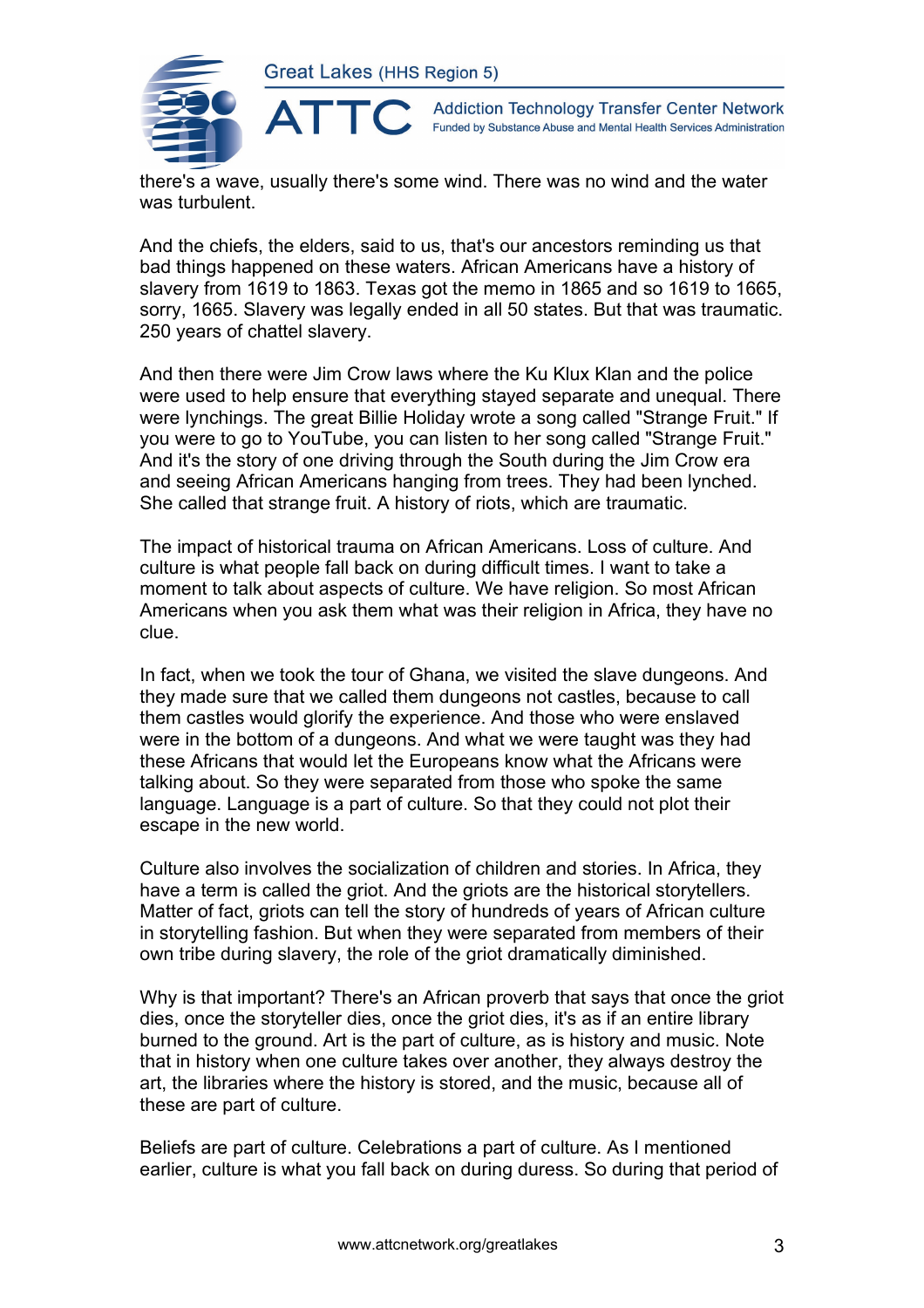there's a wave, usually there's some wind. There was no wind and the water was turbulent.

And the chiefs, the elders, said to us, that's our ancestors reminding us that bad things happened on these waters. African Americans have a history of slavery from 1619 to 1863. Texas got the memo in 1865 and so 1619 to 1665, sorry, 1665. Slavery was legally ended in all 50 states. But that was traumatic. 250 years of chattel slavery.

And then there were Jim Crow laws where the Ku Klux Klan and the police were used to help ensure that everything stayed separate and unequal. There were lynchings. The great Billie Holiday wrote a song called "Strange Fruit." If you were to go to YouTube, you can listen to her song called "Strange Fruit." And it's the story of one driving through the South during the Jim Crow era and seeing African Americans hanging from trees. They had been lynched. She called that strange fruit. A history of riots, which are traumatic.

The impact of historical trauma on African Americans. Loss of culture. And culture is what people fall back on during difficult times. I want to take a moment to talk about aspects of culture. We have religion. So most African Americans when you ask them what was their religion in Africa, they have no clue.

In fact, when we took the tour of Ghana, we visited the slave dungeons. And they made sure that we called them dungeons not castles, because to call them castles would glorify the experience. And those who were enslaved were in the bottom of a dungeons. And what we were taught was they had these Africans that would let the Europeans know what the Africans were talking about. So they were separated from those who spoke the same language. Language is a part of culture. So that they could not plot their escape in the new world.

Culture also involves the socialization of children and stories. In Africa, they have a term is called the griot. And the griots are the historical storytellers. Matter of fact, griots can tell the story of hundreds of years of African culture in storytelling fashion. But when they were separated from members of their own tribe during slavery, the role of the griot dramatically diminished.

Why is that important? There's an African proverb that says that once the griot dies, once the storyteller dies, once the griot dies, it's as if an entire library burned to the ground. Art is the part of culture, as is history and music. Note that in history when one culture takes over another, they always destroy the art, the libraries where the history is stored, and the music, because all of these are part of culture.

Beliefs are part of culture. Celebrations a part of culture. As I mentioned earlier, culture is what you fall back on during duress. So during that period of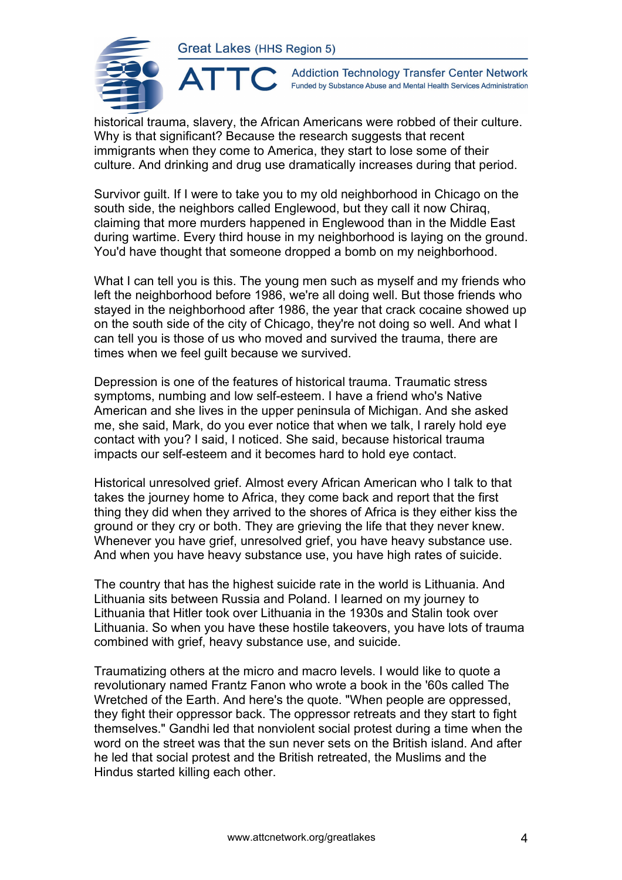historical trauma, slavery, the African Americans were robbed of their culture. Why is that significant? Because the research suggests that recent immigrants when they come to America, they start to lose some of their culture. And drinking and drug use dramatically increases during that period.

Survivor guilt. If I were to take you to my old neighborhood in Chicago on the south side, the neighbors called Englewood, but they call it now Chiraq, claiming that more murders happened in Englewood than in the Middle East during wartime. Every third house in my neighborhood is laying on the ground. You'd have thought that someone dropped a bomb on my neighborhood.

What I can tell you is this. The young men such as myself and my friends who left the neighborhood before 1986, we're all doing well. But those friends who stayed in the neighborhood after 1986, the year that crack cocaine showed up on the south side of the city of Chicago, they're not doing so well. And what I can tell you is those of us who moved and survived the trauma, there are times when we feel guilt because we survived.

Depression is one of the features of historical trauma. Traumatic stress symptoms, numbing and low self-esteem. I have a friend who's Native American and she lives in the upper peninsula of Michigan. And she asked me, she said, Mark, do you ever notice that when we talk, I rarely hold eye contact with you? I said, I noticed. She said, because historical trauma impacts our self-esteem and it becomes hard to hold eye contact.

Historical unresolved grief. Almost every African American who I talk to that takes the journey home to Africa, they come back and report that the first thing they did when they arrived to the shores of Africa is they either kiss the ground or they cry or both. They are grieving the life that they never knew. Whenever you have grief, unresolved grief, you have heavy substance use. And when you have heavy substance use, you have high rates of suicide.

The country that has the highest suicide rate in the world is Lithuania. And Lithuania sits between Russia and Poland. I learned on my journey to Lithuania that Hitler took over Lithuania in the 1930s and Stalin took over Lithuania. So when you have these hostile takeovers, you have lots of trauma combined with grief, heavy substance use, and suicide.

Traumatizing others at the micro and macro levels. I would like to quote a revolutionary named Frantz Fanon who wrote a book in the '60s called The Wretched of the Earth. And here's the quote. "When people are oppressed, they fight their oppressor back. The oppressor retreats and they start to fight themselves." Gandhi led that nonviolent social protest during a time when the word on the street was that the sun never sets on the British island. And after he led that social protest and the British retreated, the Muslims and the Hindus started killing each other.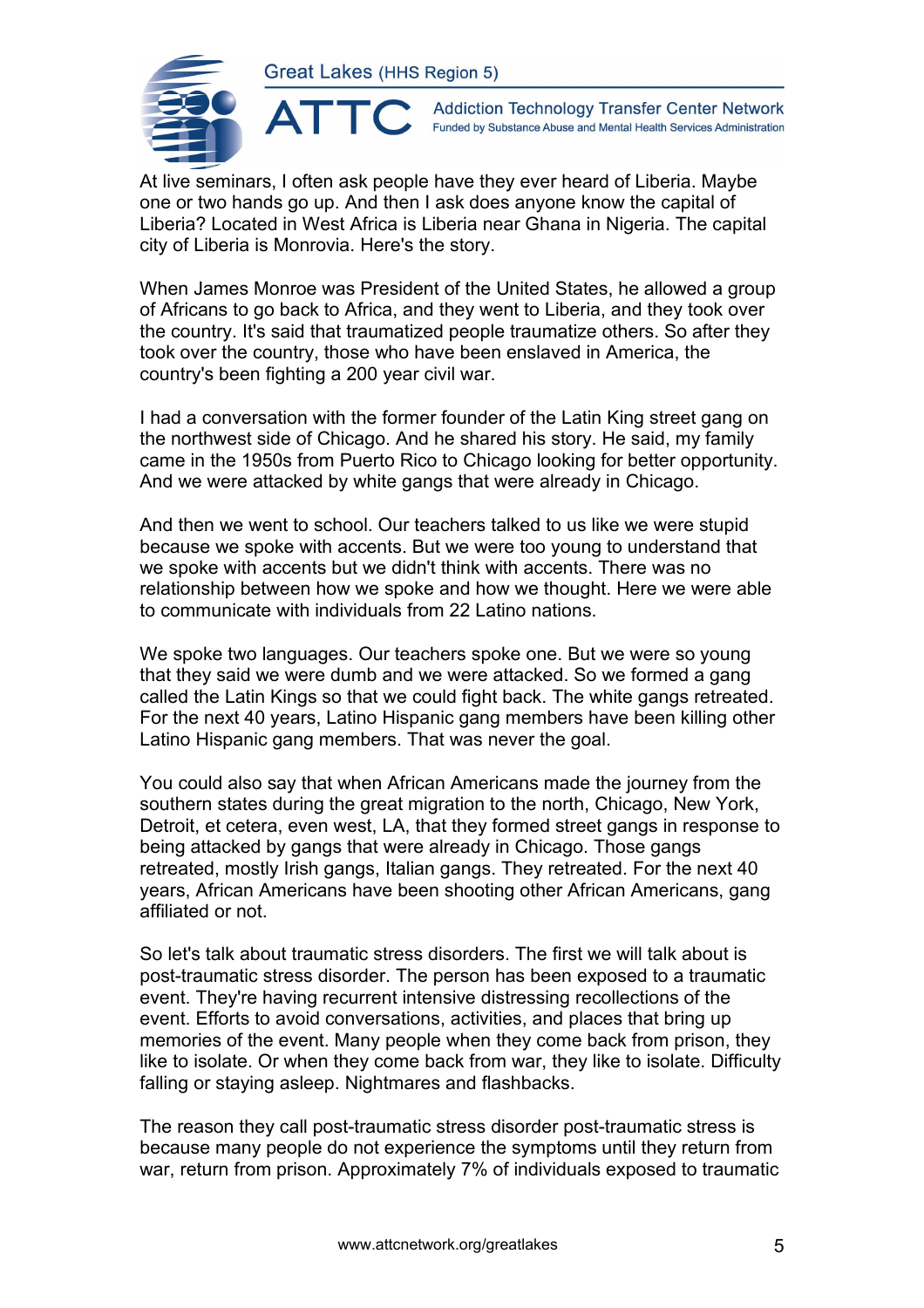At live seminars, I often ask people have they ever heard of Liberia. Maybe one or two hands go up. And then I ask does anyone know the capital of Liberia? Located in West Africa is Liberia near Ghana in Nigeria. The capital city of Liberia is Monrovia. Here's the story.

When James Monroe was President of the United States, he allowed a group of Africans to go back to Africa, and they went to Liberia, and they took over the country. It's said that traumatized people traumatize others. So after they took over the country, those who have been enslaved in America, the country's been fighting a 200 year civil war.

I had a conversation with the former founder of the Latin King street gang on the northwest side of Chicago. And he shared his story. He said, my family came in the 1950s from Puerto Rico to Chicago looking for better opportunity. And we were attacked by white gangs that were already in Chicago.

And then we went to school. Our teachers talked to us like we were stupid because we spoke with accents. But we were too young to understand that we spoke with accents but we didn't think with accents. There was no relationship between how we spoke and how we thought. Here we were able to communicate with individuals from 22 Latino nations.

We spoke two languages. Our teachers spoke one. But we were so young that they said we were dumb and we were attacked. So we formed a gang called the Latin Kings so that we could fight back. The white gangs retreated. For the next 40 years, Latino Hispanic gang members have been killing other Latino Hispanic gang members. That was never the goal.

You could also say that when African Americans made the journey from the southern states during the great migration to the north, Chicago, New York, Detroit, et cetera, even west, LA, that they formed street gangs in response to being attacked by gangs that were already in Chicago. Those gangs retreated, mostly Irish gangs, Italian gangs. They retreated. For the next 40 years, African Americans have been shooting other African Americans, gang affiliated or not.

So let's talk about traumatic stress disorders. The first we will talk about is post-traumatic stress disorder. The person has been exposed to a traumatic event. They're having recurrent intensive distressing recollections of the event. Efforts to avoid conversations, activities, and places that bring up memories of the event. Many people when they come back from prison, they like to isolate. Or when they come back from war, they like to isolate. Difficulty falling or staying asleep. Nightmares and flashbacks.

The reason they call post-traumatic stress disorder post-traumatic stress is because many people do not experience the symptoms until they return from war, return from prison. Approximately 7% of individuals exposed to traumatic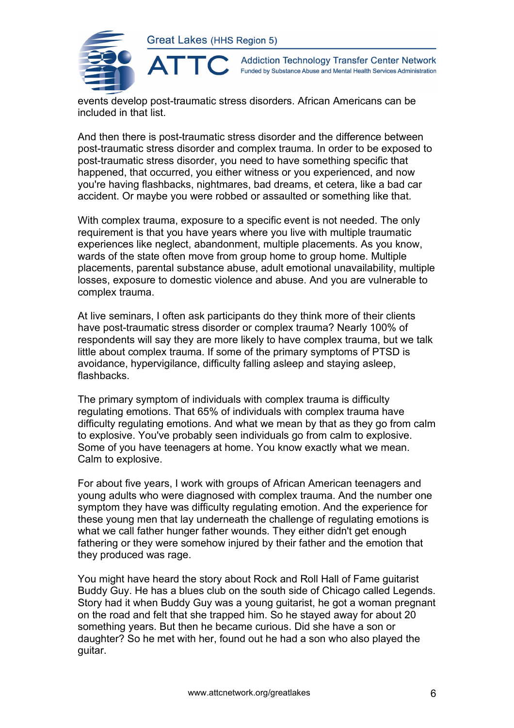events develop post-traumatic stress disorders. African Americans can be included in that list.

And then there is post-traumatic stress disorder and the difference between post-traumatic stress disorder and complex trauma. In order to be exposed to post-traumatic stress disorder, you need to have something specific that happened, that occurred, you either witness or you experienced, and now you're having flashbacks, nightmares, bad dreams, et cetera, like a bad car accident. Or maybe you were robbed or assaulted or something like that.

With complex trauma, exposure to a specific event is not needed. The only requirement is that you have years where you live with multiple traumatic experiences like neglect, abandonment, multiple placements. As you know, wards of the state often move from group home to group home. Multiple placements, parental substance abuse, adult emotional unavailability, multiple losses, exposure to domestic violence and abuse. And you are vulnerable to complex trauma.

At live seminars, I often ask participants do they think more of their clients have post-traumatic stress disorder or complex trauma? Nearly 100% of respondents will say they are more likely to have complex trauma, but we talk little about complex trauma. If some of the primary symptoms of PTSD is avoidance, hypervigilance, difficulty falling asleep and staying asleep, flashbacks.

The primary symptom of individuals with complex trauma is difficulty regulating emotions. That 65% of individuals with complex trauma have difficulty regulating emotions. And what we mean by that as they go from calm to explosive. You've probably seen individuals go from calm to explosive. Some of you have teenagers at home. You know exactly what we mean. Calm to explosive.

For about five years, I work with groups of African American teenagers and young adults who were diagnosed with complex trauma. And the number one symptom they have was difficulty regulating emotion. And the experience for these young men that lay underneath the challenge of regulating emotions is what we call father hunger father wounds. They either didn't get enough fathering or they were somehow injured by their father and the emotion that they produced was rage.

You might have heard the story about Rock and Roll Hall of Fame guitarist Buddy Guy. He has a blues club on the south side of Chicago called Legends. Story had it when Buddy Guy was a young guitarist, he got a woman pregnant on the road and felt that she trapped him. So he stayed away for about 20 something years. But then he became curious. Did she have a son or daughter? So he met with her, found out he had a son who also played the guitar.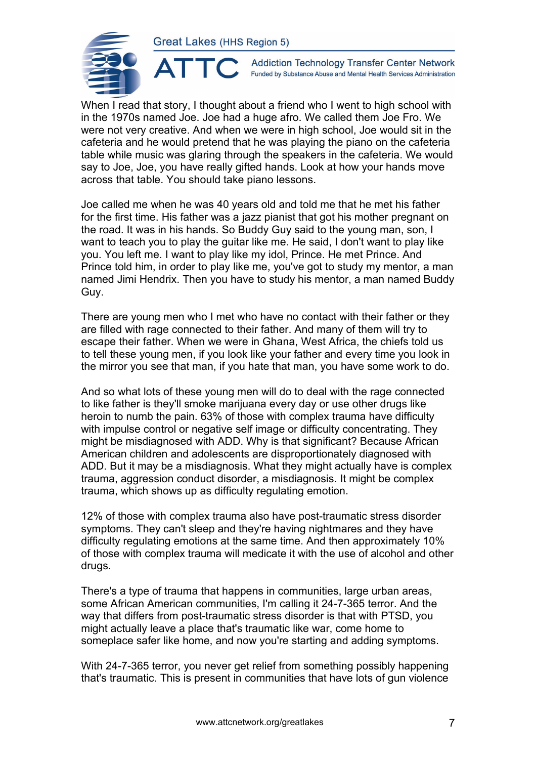When I read that story, I thought about a friend who I went to high school with in the 1970s named Joe. Joe had a huge afro. We called them Joe Fro. We were not very creative. And when we were in high school, Joe would sit in the cafeteria and he would pretend that he was playing the piano on the cafeteria table while music was glaring through the speakers in the cafeteria. We would say to Joe, Joe, you have really gifted hands. Look at how your hands move across that table. You should take piano lessons.

Joe called me when he was 40 years old and told me that he met his father for the first time. His father was a jazz pianist that got his mother pregnant on the road. It was in his hands. So Buddy Guy said to the young man, son, I want to teach you to play the guitar like me. He said, I don't want to play like you. You left me. I want to play like my idol, Prince. He met Prince. And Prince told him, in order to play like me, you've got to study my mentor, a man named Jimi Hendrix. Then you have to study his mentor, a man named Buddy Guy.

There are young men who I met who have no contact with their father or they are filled with rage connected to their father. And many of them will try to escape their father. When we were in Ghana, West Africa, the chiefs told us to tell these young men, if you look like your father and every time you look in the mirror you see that man, if you hate that man, you have some work to do.

And so what lots of these young men will do to deal with the rage connected to like father is they'll smoke marijuana every day or use other drugs like heroin to numb the pain. 63% of those with complex trauma have difficulty with impulse control or negative self image or difficulty concentrating. They might be misdiagnosed with ADD. Why is that significant? Because African American children and adolescents are disproportionately diagnosed with ADD. But it may be a misdiagnosis. What they might actually have is complex trauma, aggression conduct disorder, a misdiagnosis. It might be complex trauma, which shows up as difficulty regulating emotion.

12% of those with complex trauma also have post-traumatic stress disorder symptoms. They can't sleep and they're having nightmares and they have difficulty regulating emotions at the same time. And then approximately 10% of those with complex trauma will medicate it with the use of alcohol and other drugs.

There's a type of trauma that happens in communities, large urban areas, some African American communities, I'm calling it 24-7-365 terror. And the way that differs from post-traumatic stress disorder is that with PTSD, you might actually leave a place that's traumatic like war, come home to someplace safer like home, and now you're starting and adding symptoms.

With 24-7-365 terror, you never get relief from something possibly happening that's traumatic. This is present in communities that have lots of gun violence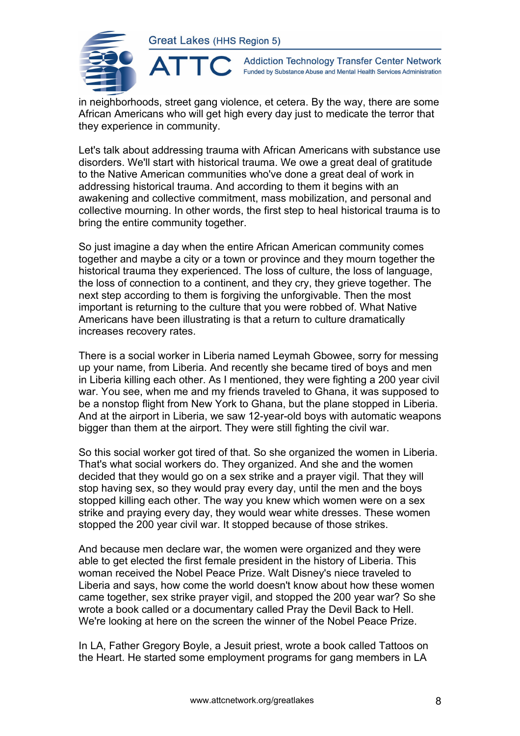in neighborhoods, street gang violence, et cetera. By the way, there are some African Americans who will get high every day just to medicate the terror that they experience in community.

Let's talk about addressing trauma with African Americans with substance use disorders. We'll start with historical trauma. We owe a great deal of gratitude to the Native American communities who've done a great deal of work in addressing historical trauma. And according to them it begins with an awakening and collective commitment, mass mobilization, and personal and collective mourning. In other words, the first step to heal historical trauma is to bring the entire community together.

So just imagine a day when the entire African American community comes together and maybe a city or a town or province and they mourn together the historical trauma they experienced. The loss of culture, the loss of language, the loss of connection to a continent, and they cry, they grieve together. The next step according to them is forgiving the unforgivable. Then the most important is returning to the culture that you were robbed of. What Native Americans have been illustrating is that a return to culture dramatically increases recovery rates.

There is a social worker in Liberia named Leymah Gbowee, sorry for messing up your name, from Liberia. And recently she became tired of boys and men in Liberia killing each other. As I mentioned, they were fighting a 200 year civil war. You see, when me and my friends traveled to Ghana, it was supposed to be a nonstop flight from New York to Ghana, but the plane stopped in Liberia. And at the airport in Liberia, we saw 12-year-old boys with automatic weapons bigger than them at the airport. They were still fighting the civil war.

So this social worker got tired of that. So she organized the women in Liberia. That's what social workers do. They organized. And she and the women decided that they would go on a sex strike and a prayer vigil. That they will stop having sex, so they would pray every day, until the men and the boys stopped killing each other. The way you knew which women were on a sex strike and praying every day, they would wear white dresses. These women stopped the 200 year civil war. It stopped because of those strikes.

And because men declare war, the women were organized and they were able to get elected the first female president in the history of Liberia. This woman received the Nobel Peace Prize. Walt Disney's niece traveled to Liberia and says, how come the world doesn't know about how these women came together, sex strike prayer vigil, and stopped the 200 year war? So she wrote a book called or a documentary called Pray the Devil Back to Hell. We're looking at here on the screen the winner of the Nobel Peace Prize.

In LA, Father Gregory Boyle, a Jesuit priest, wrote a book called Tattoos on the Heart. He started some employment programs for gang members in LA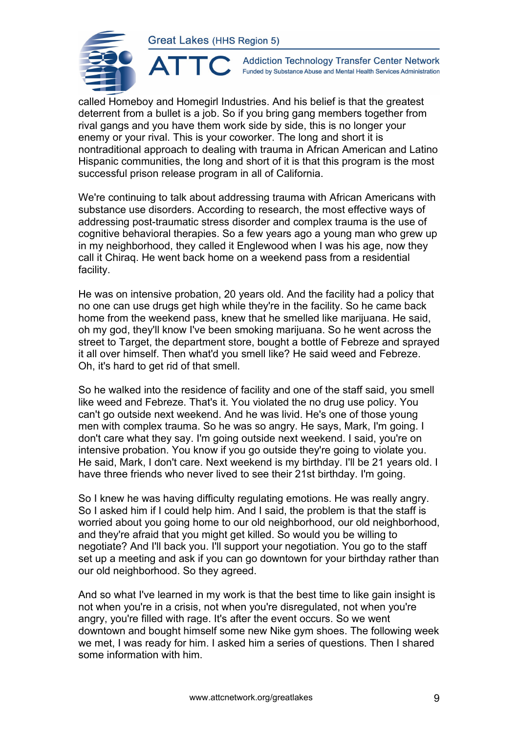called Homeboy and Homegirl Industries. And his belief is that the greatest deterrent from a bullet is a job. So if you bring gang members together from rival gangs and you have them work side by side, this is no longer your enemy or your rival. This is your coworker. The long and short it is nontraditional approach to dealing with trauma in African American and Latino Hispanic communities, the long and short of it is that this program is the most successful prison release program in all of California.

We're continuing to talk about addressing trauma with African Americans with substance use disorders. According to research, the most effective ways of addressing post-traumatic stress disorder and complex trauma is the use of cognitive behavioral therapies. So a few years ago a young man who grew up in my neighborhood, they called it Englewood when I was his age, now they call it Chiraq. He went back home on a weekend pass from a residential facility.

He was on intensive probation, 20 years old. And the facility had a policy that no one can use drugs get high while they're in the facility. So he came back home from the weekend pass, knew that he smelled like marijuana. He said, oh my god, they'll know I've been smoking marijuana. So he went across the street to Target, the department store, bought a bottle of Febreze and sprayed it all over himself. Then what'd you smell like? He said weed and Febreze. Oh, it's hard to get rid of that smell.

So he walked into the residence of facility and one of the staff said, you smell like weed and Febreze. That's it. You violated the no drug use policy. You can't go outside next weekend. And he was livid. He's one of those young men with complex trauma. So he was so angry. He says, Mark, I'm going. I don't care what they say. I'm going outside next weekend. I said, you're on intensive probation. You know if you go outside they're going to violate you. He said, Mark, I don't care. Next weekend is my birthday. I'll be 21 years old. I have three friends who never lived to see their 21st birthday. I'm going.

So I knew he was having difficulty regulating emotions. He was really angry. So I asked him if I could help him. And I said, the problem is that the staff is worried about you going home to our old neighborhood, our old neighborhood, and they're afraid that you might get killed. So would you be willing to negotiate? And I'll back you. I'll support your negotiation. You go to the staff set up a meeting and ask if you can go downtown for your birthday rather than our old neighborhood. So they agreed.

And so what I've learned in my work is that the best time to like gain insight is not when you're in a crisis, not when you're disregulated, not when you're angry, you're filled with rage. It's after the event occurs. So we went downtown and bought himself some new Nike gym shoes. The following week we met, I was ready for him. I asked him a series of questions. Then I shared some information with him.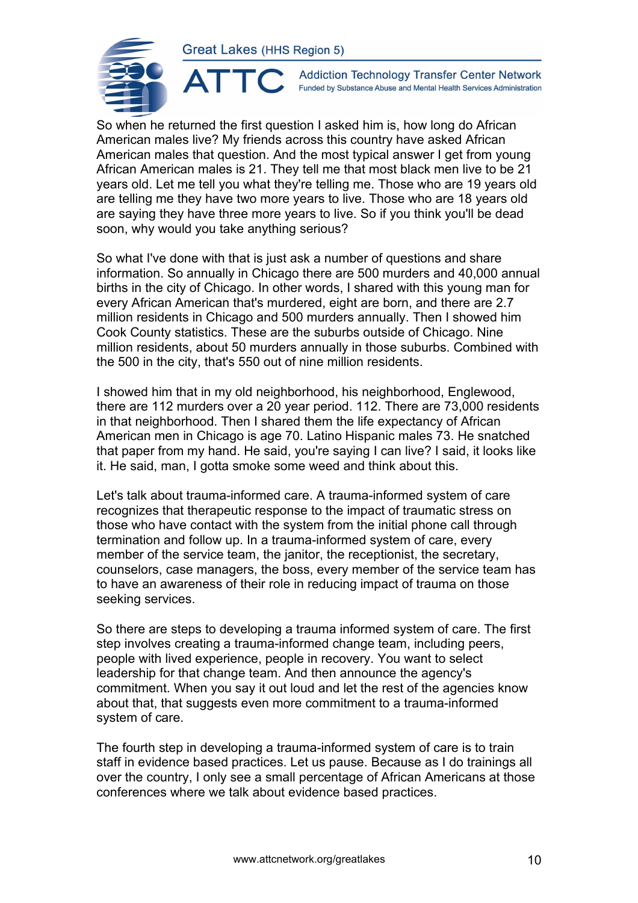So when he returned the first question I asked him is, how long do African American males live? My friends across this country have asked African American males that question. And the most typical answer I get from young African American males is 21. They tell me that most black men live to be 21 years old. Let me tell you what they're telling me. Those who are 19 years old are telling me they have two more years to live. Those who are 18 years old are saying they have three more years to live. So if you think you'll be dead soon, why would you take anything serious?

So what I've done with that is just ask a number of questions and share information. So annually in Chicago there are 500 murders and 40,000 annual births in the city of Chicago. In other words, I shared with this young man for every African American that's murdered, eight are born, and there are 2.7 million residents in Chicago and 500 murders annually. Then I showed him Cook County statistics. These are the suburbs outside of Chicago. Nine million residents, about 50 murders annually in those suburbs. Combined with the 500 in the city, that's 550 out of nine million residents.

I showed him that in my old neighborhood, his neighborhood, Englewood, there are 112 murders over a 20 year period. 112. There are 73,000 residents in that neighborhood. Then I shared them the life expectancy of African American men in Chicago is age 70. Latino Hispanic males 73. He snatched that paper from my hand. He said, you're saying I can live? I said, it looks like it. He said, man, I gotta smoke some weed and think about this.

Let's talk about trauma-informed care. A trauma-informed system of care recognizes that therapeutic response to the impact of traumatic stress on those who have contact with the system from the initial phone call through termination and follow up. In a trauma-informed system of care, every member of the service team, the janitor, the receptionist, the secretary, counselors, case managers, the boss, every member of the service team has to have an awareness of their role in reducing impact of trauma on those seeking services.

So there are steps to developing a trauma informed system of care. The first step involves creating a trauma-informed change team, including peers, people with lived experience, people in recovery. You want to select leadership for that change team. And then announce the agency's commitment. When you say it out loud and let the rest of the agencies know about that, that suggests even more commitment to a trauma-informed system of care.

The fourth step in developing a trauma-informed system of care is to train staff in evidence based practices. Let us pause. Because as I do trainings all over the country, I only see a small percentage of African Americans at those conferences where we talk about evidence based practices.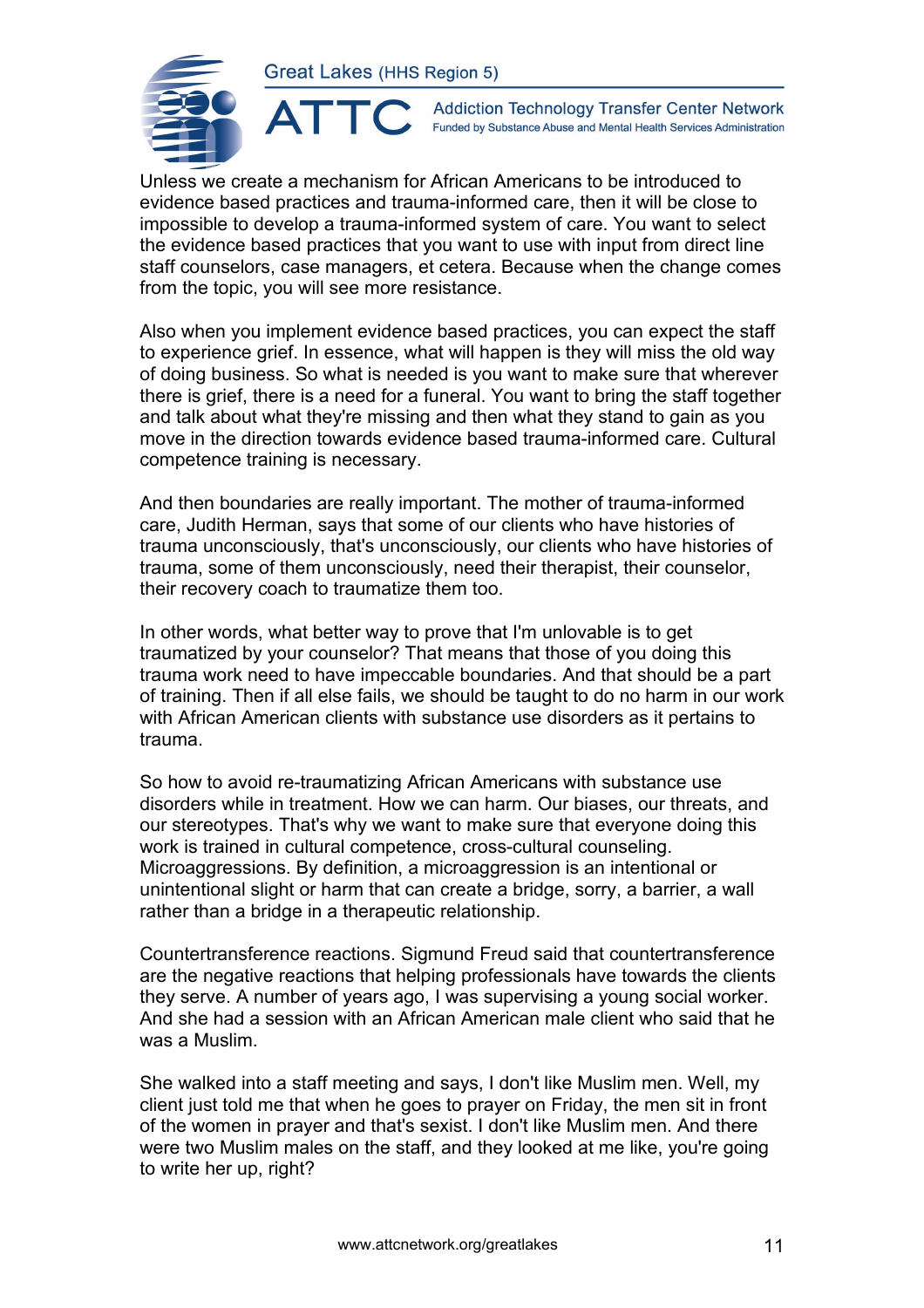Unless we create a mechanism for African Americans to be introduced to evidence based practices and trauma-informed care, then it will be close to impossible to develop a trauma-informed system of care. You want to select the evidence based practices that you want to use with input from direct line staff counselors, case managers, et cetera. Because when the change comes from the topic, you will see more resistance.

Also when you implement evidence based practices, you can expect the staff to experience grief. In essence, what will happen is they will miss the old way of doing business. So what is needed is you want to make sure that wherever there is grief, there is a need for a funeral. You want to bring the staff together and talk about what they're missing and then what they stand to gain as you move in the direction towards evidence based trauma-informed care. Cultural competence training is necessary.

And then boundaries are really important. The mother of trauma-informed care, Judith Herman, says that some of our clients who have histories of trauma unconsciously, that's unconsciously, our clients who have histories of trauma, some of them unconsciously, need their therapist, their counselor, their recovery coach to traumatize them too.

In other words, what better way to prove that I'm unlovable is to get traumatized by your counselor? That means that those of you doing this trauma work need to have impeccable boundaries. And that should be a part of training. Then if all else fails, we should be taught to do no harm in our work with African American clients with substance use disorders as it pertains to trauma.

So how to avoid re-traumatizing African Americans with substance use disorders while in treatment. How we can harm. Our biases, our threats, and our stereotypes. That's why we want to make sure that everyone doing this work is trained in cultural competence, cross-cultural counseling. Microaggressions. By definition, a microaggression is an intentional or unintentional slight or harm that can create a bridge, sorry, a barrier, a wall rather than a bridge in a therapeutic relationship.

Countertransference reactions. Sigmund Freud said that countertransference are the negative reactions that helping professionals have towards the clients they serve. A number of years ago, I was supervising a young social worker. And she had a session with an African American male client who said that he was a Muslim.

She walked into a staff meeting and says, I don't like Muslim men. Well, my client just told me that when he goes to prayer on Friday, the men sit in front of the women in prayer and that's sexist. I don't like Muslim men. And there were two Muslim males on the staff, and they looked at me like, you're going to write her up, right?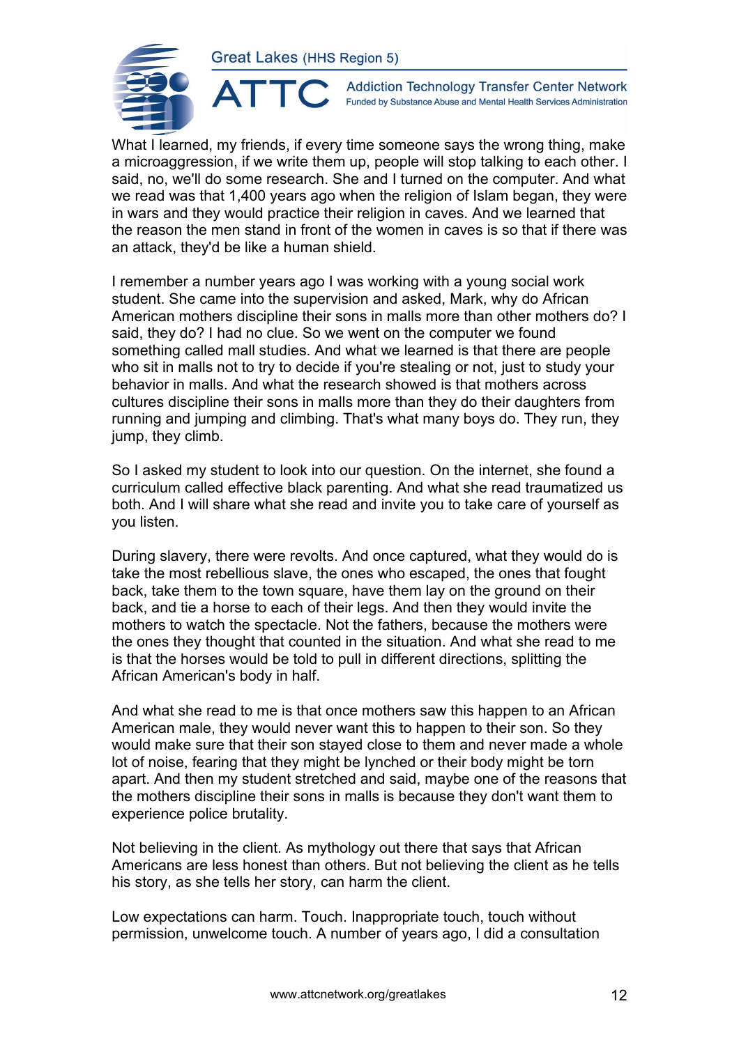What I learned, my friends, if every time someone says the wrong thing, make a microaggression, if we write them up, people will stop talking to each other. I said, no, we'll do some research. She and I turned on the computer. And what we read was that 1,400 years ago when the religion of Islam began, they were in wars and they would practice their religion in caves. And we learned that the reason the men stand in front of the women in caves is so that if there was an attack, they'd be like a human shield.

I remember a number years ago I was working with a young social work student. She came into the supervision and asked, Mark, why do African American mothers discipline their sons in malls more than other mothers do? I said, they do? I had no clue. So we went on the computer we found something called mall studies. And what we learned is that there are people who sit in malls not to try to decide if you're stealing or not, just to study your behavior in malls. And what the research showed is that mothers across cultures discipline their sons in malls more than they do their daughters from running and jumping and climbing. That's what many boys do. They run, they jump, they climb.

So I asked my student to look into our question. On the internet, she found a curriculum called effective black parenting. And what she read traumatized us both. And I will share what she read and invite you to take care of yourself as you listen.

During slavery, there were revolts. And once captured, what they would do is take the most rebellious slave, the ones who escaped, the ones that fought back, take them to the town square, have them lay on the ground on their back, and tie a horse to each of their legs. And then they would invite the mothers to watch the spectacle. Not the fathers, because the mothers were the ones they thought that counted in the situation. And what she read to me is that the horses would be told to pull in different directions, splitting the African American's body in half.

And what she read to me is that once mothers saw this happen to an African American male, they would never want this to happen to their son. So they would make sure that their son stayed close to them and never made a whole lot of noise, fearing that they might be lynched or their body might be torn apart. And then my student stretched and said, maybe one of the reasons that the mothers discipline their sons in malls is because they don't want them to experience police brutality.

Not believing in the client. As mythology out there that says that African Americans are less honest than others. But not believing the client as he tells his story, as she tells her story, can harm the client.

Low expectations can harm. Touch. Inappropriate touch, touch without permission, unwelcome touch. A number of years ago, I did a consultation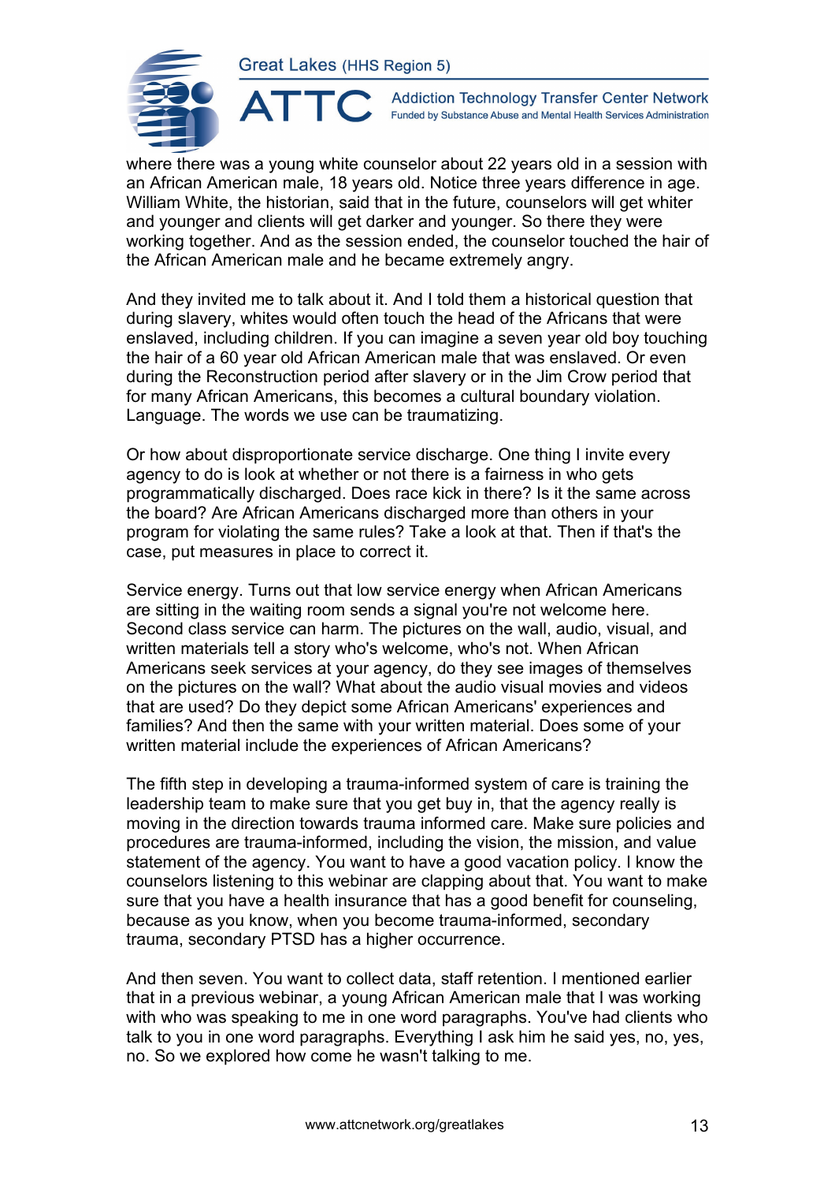where there was a young white counselor about 22 years old in a session with an African American male, 18 years old. Notice three years difference in age. William White, the historian, said that in the future, counselors will get whiter and younger and clients will get darker and younger. So there they were working together. And as the session ended, the counselor touched the hair of the African American male and he became extremely angry.

And they invited me to talk about it. And I told them a historical question that during slavery, whites would often touch the head of the Africans that were enslaved, including children. If you can imagine a seven year old boy touching the hair of a 60 year old African American male that was enslaved. Or even during the Reconstruction period after slavery or in the Jim Crow period that for many African Americans, this becomes a cultural boundary violation. Language. The words we use can be traumatizing.

Or how about disproportionate service discharge. One thing I invite every agency to do is look at whether or not there is a fairness in who gets programmatically discharged. Does race kick in there? Is it the same across the board? Are African Americans discharged more than others in your program for violating the same rules? Take a look at that. Then if that's the case, put measures in place to correct it.

Service energy. Turns out that low service energy when African Americans are sitting in the waiting room sends a signal you're not welcome here. Second class service can harm. The pictures on the wall, audio, visual, and written materials tell a story who's welcome, who's not. When African Americans seek services at your agency, do they see images of themselves on the pictures on the wall? What about the audio visual movies and videos that are used? Do they depict some African Americans' experiences and families? And then the same with your written material. Does some of your written material include the experiences of African Americans?

The fifth step in developing a trauma-informed system of care is training the leadership team to make sure that you get buy in, that the agency really is moving in the direction towards trauma informed care. Make sure policies and procedures are trauma-informed, including the vision, the mission, and value statement of the agency. You want to have a good vacation policy. I know the counselors listening to this webinar are clapping about that. You want to make sure that you have a health insurance that has a good benefit for counseling, because as you know, when you become trauma-informed, secondary trauma, secondary PTSD has a higher occurrence.

And then seven. You want to collect data, staff retention. I mentioned earlier that in a previous webinar, a young African American male that I was working with who was speaking to me in one word paragraphs. You've had clients who talk to you in one word paragraphs. Everything I ask him he said yes, no, yes, no. So we explored how come he wasn't talking to me.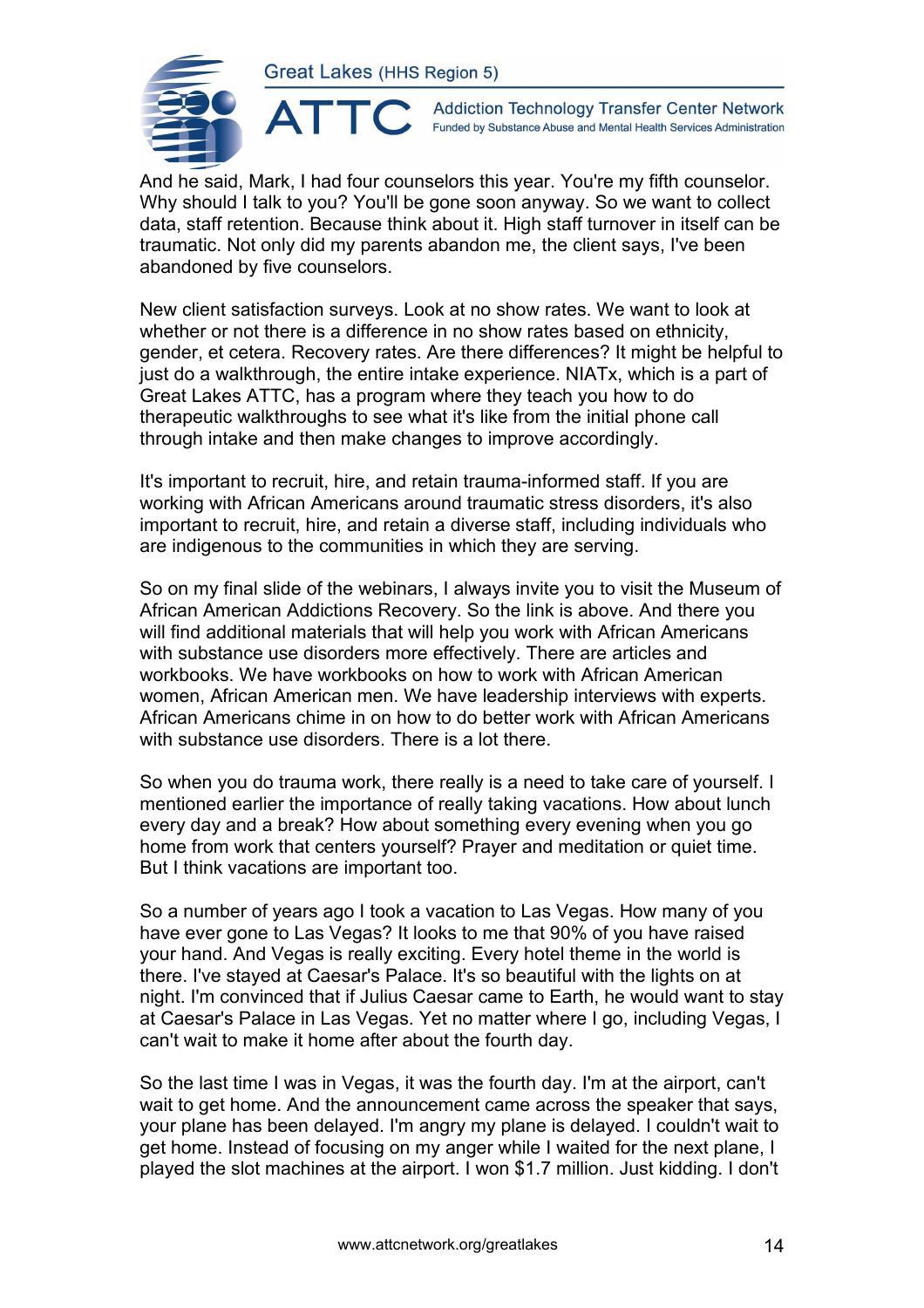And he said, Mark, I had four counselors this year. You're my fifth counselor. Why should I talk to you? You'll be gone soon anyway. So we want to collect data, staff retention. Because think about it. High staff turnover in itself can be traumatic. Not only did my parents abandon me, the client says, I've been abandoned by five counselors.

New client satisfaction surveys. Look at no show rates. We want to look at whether or not there is a difference in no show rates based on ethnicity, gender, et cetera. Recovery rates. Are there differences? It might be helpful to just do a walkthrough, the entire intake experience. NIATx, which is a part of Great Lakes ATTC, has a program where they teach you how to do therapeutic walkthroughs to see what it's like from the initial phone call through intake and then make changes to improve accordingly.

It's important to recruit, hire, and retain trauma-informed staff. If you are working with African Americans around traumatic stress disorders, it's also important to recruit, hire, and retain a diverse staff, including individuals who are indigenous to the communities in which they are serving.

So on my final slide of the webinars, I always invite you to visit the Museum of African American Addictions Recovery. So the link is above. And there you will find additional materials that will help you work with African Americans with substance use disorders more effectively. There are articles and workbooks. We have workbooks on how to work with African American women, African American men. We have leadership interviews with experts. African Americans chime in on how to do better work with African Americans with substance use disorders. There is a lot there.

So when you do trauma work, there really is a need to take care of yourself. I mentioned earlier the importance of really taking vacations. How about lunch every day and a break? How about something every evening when you go home from work that centers yourself? Prayer and meditation or quiet time. But I think vacations are important too.

So a number of years ago I took a vacation to Las Vegas. How many of you have ever gone to Las Vegas? It looks to me that 90% of you have raised your hand. And Vegas is really exciting. Every hotel theme in the world is there. I've stayed at Caesar's Palace. It's so beautiful with the lights on at night. I'm convinced that if Julius Caesar came to Earth, he would want to stay at Caesar's Palace in Las Vegas. Yet no matter where I go, including Vegas, I can't wait to make it home after about the fourth day.

So the last time I was in Vegas, it was the fourth day. I'm at the airport, can't wait to get home. And the announcement came across the speaker that says, your plane has been delayed. I'm angry my plane is delayed. I couldn't wait to get home. Instead of focusing on my anger while I waited for the next plane, I played the slot machines at the airport. I won $1.7 million. Just kidding. I don't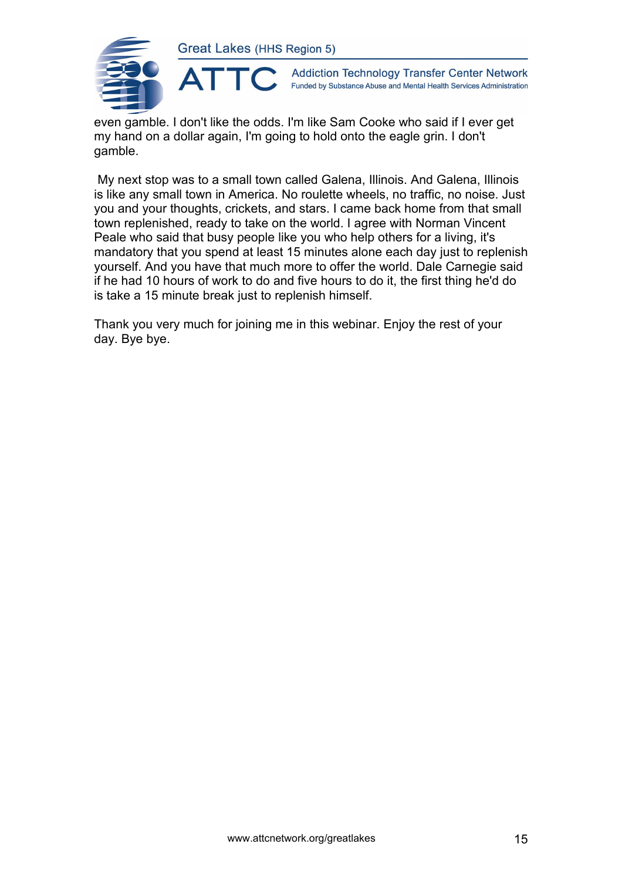even gamble. I don't like the odds. I'm like Sam Cooke who said if I ever get my hand on a dollar again, I'm going to hold onto the eagle grin. I don't gamble.

My next stop was to a small town called Galena, Illinois. And Galena, Illinois is like any small town in America. No roulette wheels, no traffic, no noise. Just you and your thoughts, crickets, and stars. I came back home from that small town replenished, ready to take on the world. I agree with Norman Vincent Peale who said that busy people like you who help others for a living, it's mandatory that you spend at least 15 minutes alone each day just to replenish yourself. And you have that much more to offer the world. Dale Carnegie said if he had 10 hours of work to do and five hours to do it, the first thing he'd do is take a 15 minute break just to replenish himself.

Thank you very much for joining me in this webinar. Enjoy the rest of your day. Bye bye.